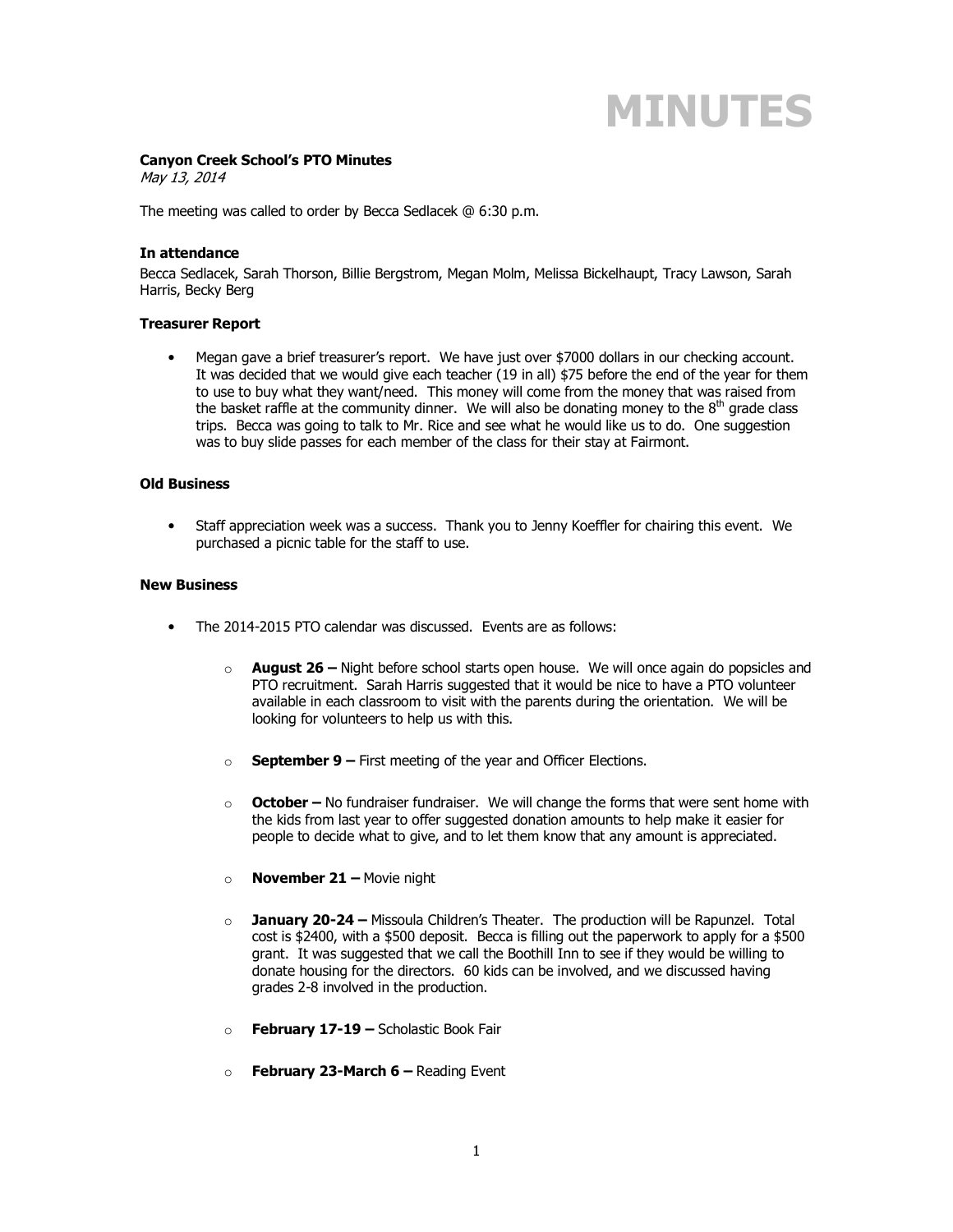# MINUTES

**Canyon Creek School's PTO Minutes**
*May 13, 2014*

The meeting was called to order by Becca Sedlacek @ 6:30 p.m.

**In attendance**
Becca Sedlacek, Sarah Thorson, Billie Bergstrom, Megan Molm, Melissa Bickelhaupt, Tracy Lawson, Sarah Harris, Becky Berg

**Treasurer Report**

- Megan gave a brief treasurer's report. We have just over $7000 dollars in our checking account. It was decided that we would give each teacher (19 in all) $75 before the end of the year for them to use to buy what they want/need. This money will come from the money that was raised from the basket raffle at the community dinner. We will also be donating money to the 8th grade class trips. Becca was going to talk to Mr. Rice and see what he would like us to do. One suggestion was to buy slide passes for each member of the class for their stay at Fairmont.

**Old Business**

- Staff appreciation week was a success. Thank you to Jenny Koeffler for chairing this event. We purchased a picnic table for the staff to use.

**New Business**

- The 2014-2015 PTO calendar was discussed. Events are as follows:
  - **August 26 –** Night before school starts open house. We will once again do popsicles and PTO recruitment. Sarah Harris suggested that it would be nice to have a PTO volunteer available in each classroom to visit with the parents during the orientation. We will be looking for volunteers to help us with this.
  - **September 9 –** First meeting of the year and Officer Elections.
  - **October –** No fundraiser fundraiser. We will change the forms that were sent home with the kids from last year to offer suggested donation amounts to help make it easier for people to decide what to give, and to let them know that any amount is appreciated.
  - **November 21 –** Movie night
  - **January 20-24 –** Missoula Children's Theater. The production will be Rapunzel. Total cost is $2400, with a $500 deposit. Becca is filling out the paperwork to apply for a $500 grant. It was suggested that we call the Boothill Inn to see if they would be willing to donate housing for the directors. 60 kids can be involved, and we discussed having grades 2-8 involved in the production.
  - **February 17-19 –** Scholastic Book Fair
  - **February 23-March 6 –** Reading Event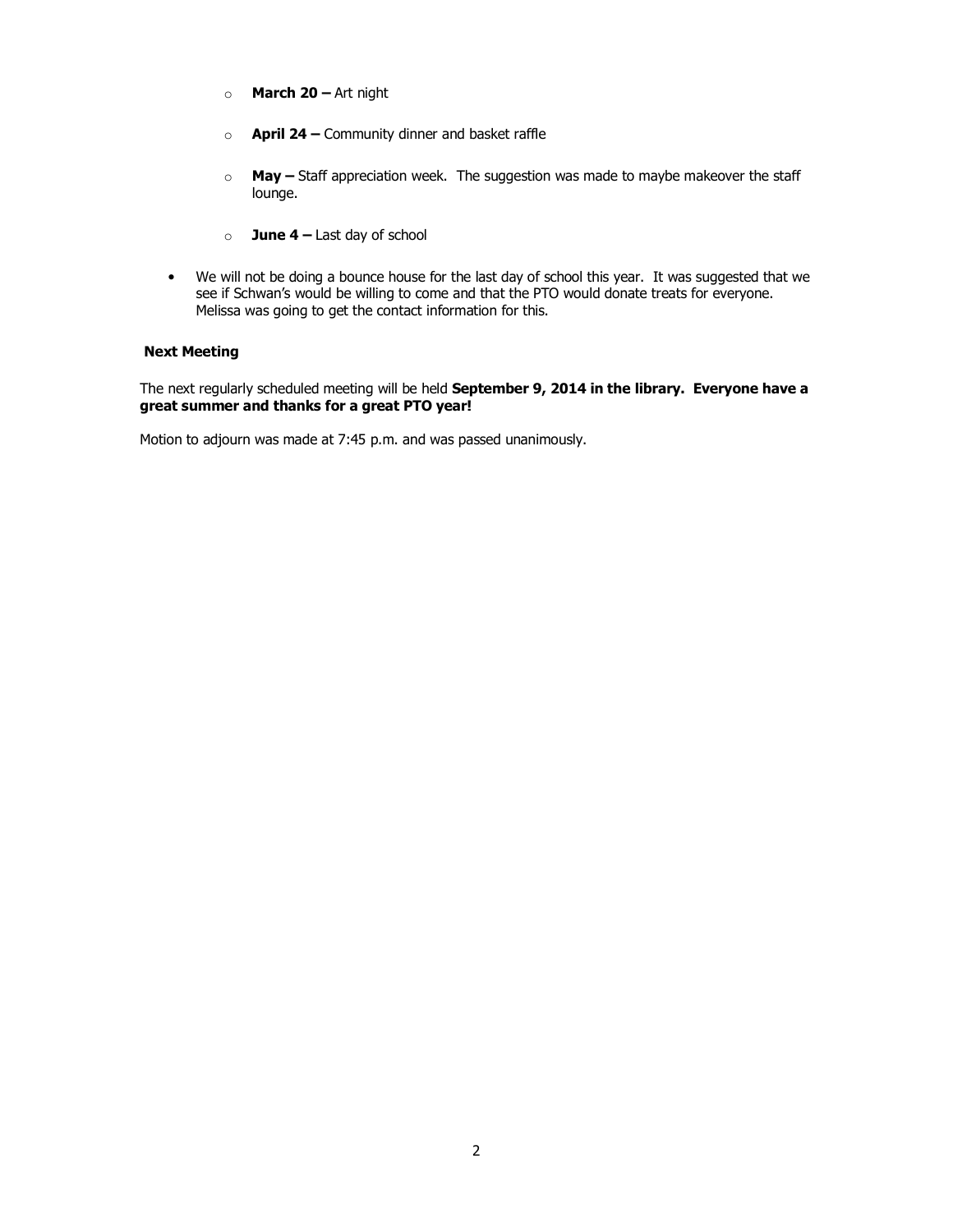- **March 20 –** Art night

  - **April 24 –** Community dinner and basket raffle

  - **May –** Staff appreciation week. The suggestion was made to maybe makeover the staff lounge.

  - **June 4 –** Last day of school

- We will not be doing a bounce house for the last day of school this year. It was suggested that we see if Schwan's would be willing to come and that the PTO would donate treats for everyone. Melissa was going to get the contact information for this.

**Next Meeting**

The next regularly scheduled meeting will be held **September 9, 2014 in the library. Everyone have a great summer and thanks for a great PTO year!**

Motion to adjourn was made at 7:45 p.m. and was passed unanimously.